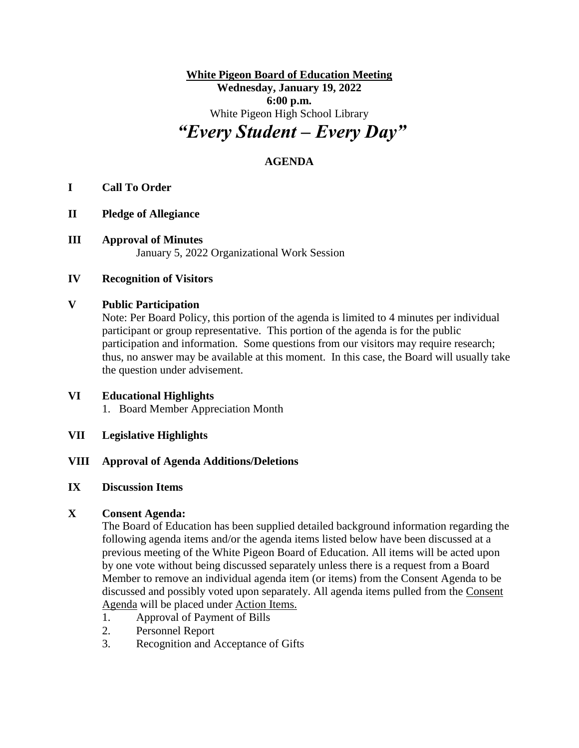**White Pigeon Board of Education Meeting**
**Wednesday, January 19, 2022**
**6:00 p.m.**
White Pigeon High School Library

# *"Every Student – Every Day"*

## AGENDA

**I Call To Order**

**II Pledge of Allegiance**

**III Approval of Minutes**

January 5, 2022 Organizational Work Session

**IV Recognition of Visitors**

**V Public Participation**

Note: Per Board Policy, this portion of the agenda is limited to 4 minutes per individual participant or group representative. This portion of the agenda is for the public participation and information. Some questions from our visitors may require research; thus, no answer may be available at this moment. In this case, the Board will usually take the question under advisement.

**VI Educational Highlights**

1. Board Member Appreciation Month

**VII Legislative Highlights**

**VIII Approval of Agenda Additions/Deletions**

**IX Discussion Items**

**X Consent Agenda:**

The Board of Education has been supplied detailed background information regarding the following agenda items and/or the agenda items listed below have been discussed at a previous meeting of the White Pigeon Board of Education. All items will be acted upon by one vote without being discussed separately unless there is a request from a Board Member to remove an individual agenda item (or items) from the Consent Agenda to be discussed and possibly voted upon separately. All agenda items pulled from the Consent Agenda will be placed under Action Items.

1. Approval of Payment of Bills
2. Personnel Report
3. Recognition and Acceptance of Gifts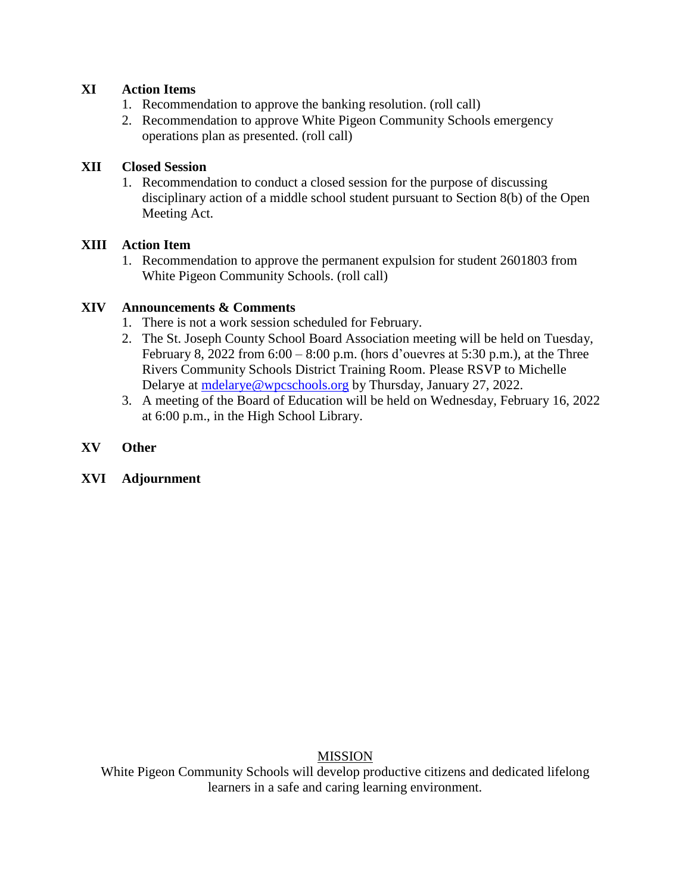## XI Action Items

1. Recommendation to approve the banking resolution. (roll call)
2. Recommendation to approve White Pigeon Community Schools emergency operations plan as presented. (roll call)

## XII Closed Session

1. Recommendation to conduct a closed session for the purpose of discussing disciplinary action of a middle school student pursuant to Section 8(b) of the Open Meeting Act.

## XIII Action Item

1. Recommendation to approve the permanent expulsion for student 2601803 from White Pigeon Community Schools. (roll call)

## XIV Announcements & Comments

1. There is not a work session scheduled for February.
2. The St. Joseph County School Board Association meeting will be held on Tuesday, February 8, 2022 from 6:00 – 8:00 p.m. (hors d'ouevres at 5:30 p.m.), at the Three Rivers Community Schools District Training Room. Please RSVP to Michelle Delarye at mdelarye@wpcschools.org by Thursday, January 27, 2022.
3. A meeting of the Board of Education will be held on Wednesday, February 16, 2022 at 6:00 p.m., in the High School Library.

## XV Other

## XVI Adjournment

MISSION

White Pigeon Community Schools will develop productive citizens and dedicated lifelong learners in a safe and caring learning environment.